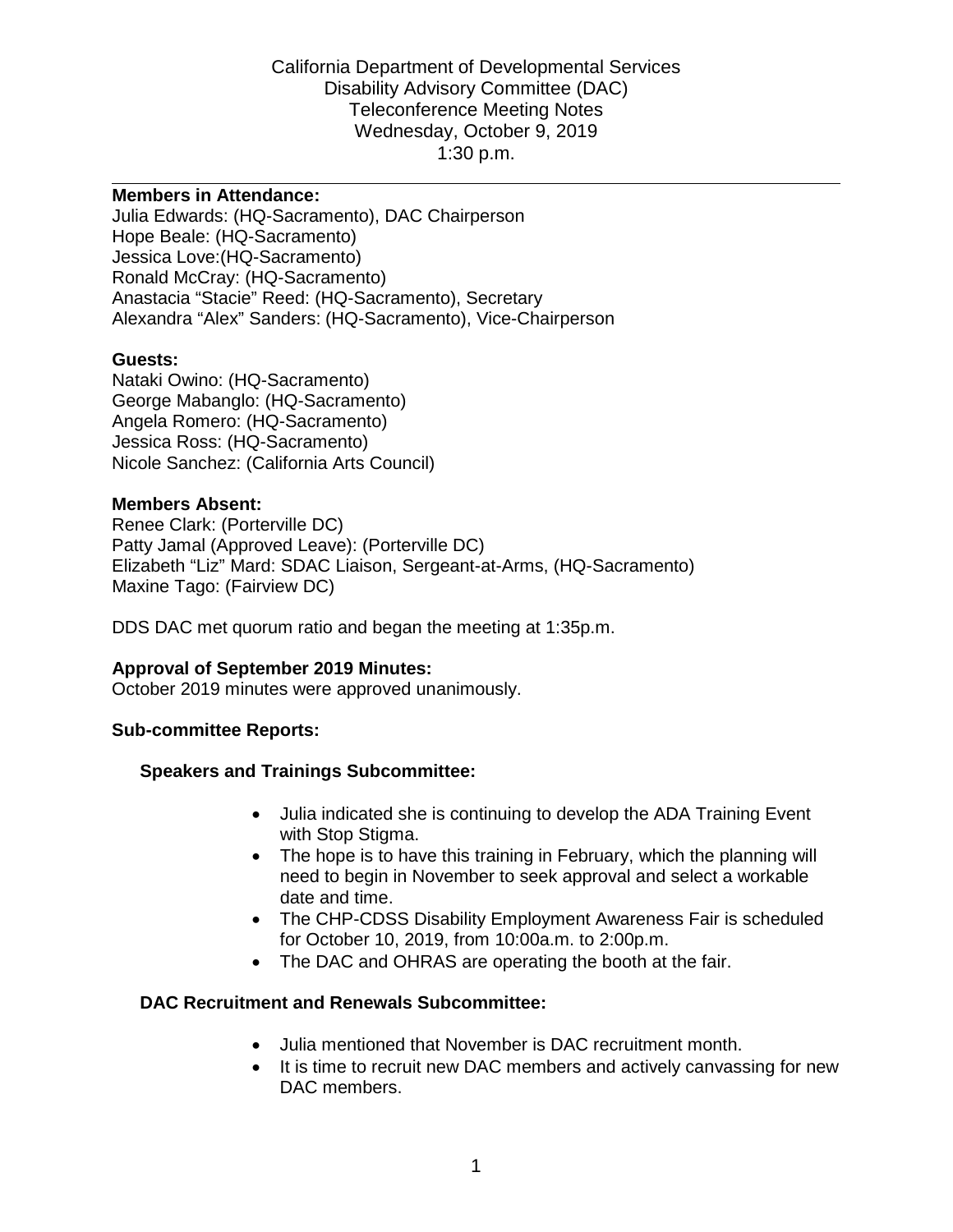California Department of Developmental Services
Disability Advisory Committee (DAC)
Teleconference Meeting Notes
Wednesday, October 9, 2019
1:30 p.m.

---

**Members in Attendance:**
Julia Edwards: (HQ-Sacramento), DAC Chairperson
Hope Beale: (HQ-Sacramento)
Jessica Love:(HQ-Sacramento)
Ronald McCray: (HQ-Sacramento)
Anastacia "Stacie" Reed: (HQ-Sacramento), Secretary
Alexandra "Alex" Sanders: (HQ-Sacramento), Vice-Chairperson

**Guests:**
Nataki Owino: (HQ-Sacramento)
George Mabanglo: (HQ-Sacramento)
Angela Romero: (HQ-Sacramento)
Jessica Ross: (HQ-Sacramento)
Nicole Sanchez: (California Arts Council)

**Members Absent:**
Renee Clark: (Porterville DC)
Patty Jamal (Approved Leave): (Porterville DC)
Elizabeth "Liz" Mard: SDAC Liaison, Sergeant-at-Arms, (HQ-Sacramento)
Maxine Tago: (Fairview DC)

DDS DAC met quorum ratio and began the meeting at 1:35p.m.

**Approval of September 2019 Minutes:**
October 2019 minutes were approved unanimously.

**Sub-committee Reports:**

**Speakers and Trainings Subcommittee:**

- Julia indicated she is continuing to develop the ADA Training Event with Stop Stigma.
- The hope is to have this training in February, which the planning will need to begin in November to seek approval and select a workable date and time.
- The CHP-CDSS Disability Employment Awareness Fair is scheduled for October 10, 2019, from 10:00a.m. to 2:00p.m.
- The DAC and OHRAS are operating the booth at the fair.

**DAC Recruitment and Renewals Subcommittee:**

- Julia mentioned that November is DAC recruitment month.
- It is time to recruit new DAC members and actively canvassing for new DAC members.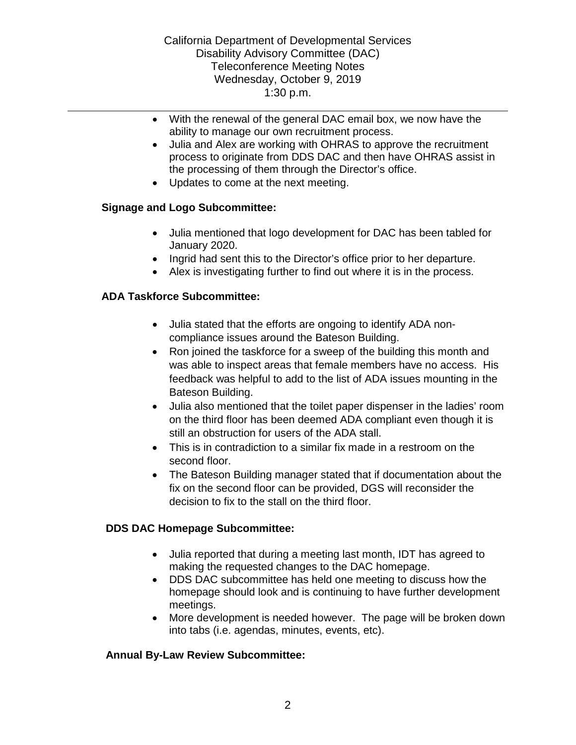- With the renewal of the general DAC email box, we now have the ability to manage our own recruitment process.
- Julia and Alex are working with OHRAS to approve the recruitment process to originate from DDS DAC and then have OHRAS assist in the processing of them through the Director's office.
- Updates to come at the next meeting.

**Signage and Logo Subcommittee:**

- Julia mentioned that logo development for DAC has been tabled for January 2020.
- Ingrid had sent this to the Director's office prior to her departure.
- Alex is investigating further to find out where it is in the process.

**ADA Taskforce Subcommittee:**

- Julia stated that the efforts are ongoing to identify ADA non-compliance issues around the Bateson Building.
- Ron joined the taskforce for a sweep of the building this month and was able to inspect areas that female members have no access. His feedback was helpful to add to the list of ADA issues mounting in the Bateson Building.
- Julia also mentioned that the toilet paper dispenser in the ladies' room on the third floor has been deemed ADA compliant even though it is still an obstruction for users of the ADA stall.
- This is in contradiction to a similar fix made in a restroom on the second floor.
- The Bateson Building manager stated that if documentation about the fix on the second floor can be provided, DGS will reconsider the decision to fix to the stall on the third floor.

**DDS DAC Homepage Subcommittee:**

- Julia reported that during a meeting last month, IDT has agreed to making the requested changes to the DAC homepage.
- DDS DAC subcommittee has held one meeting to discuss how the homepage should look and is continuing to have further development meetings.
- More development is needed however. The page will be broken down into tabs (i.e. agendas, minutes, events, etc).

**Annual By-Law Review Subcommittee:**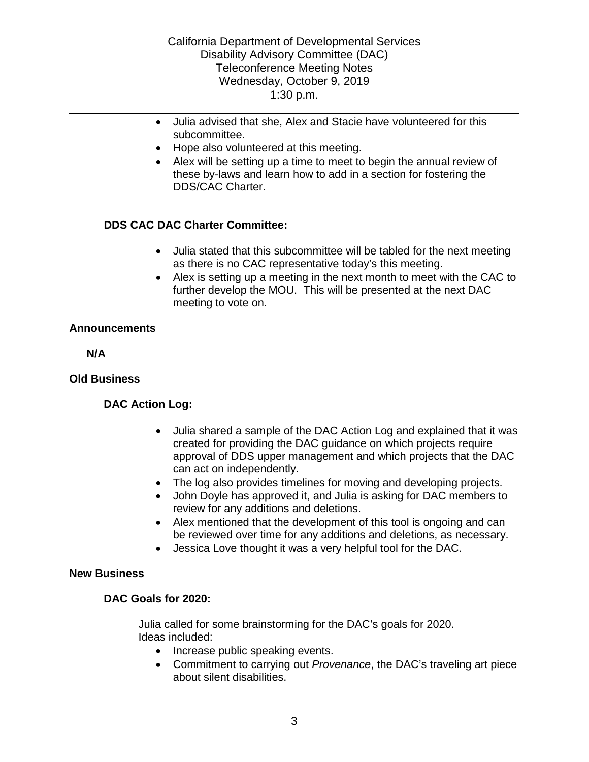- Julia advised that she, Alex and Stacie have volunteered for this subcommittee.
- Hope also volunteered at this meeting.
- Alex will be setting up a time to meet to begin the annual review of these by-laws and learn how to add in a section for fostering the DDS/CAC Charter.

### DDS CAC DAC Charter Committee:

- Julia stated that this subcommittee will be tabled for the next meeting as there is no CAC representative today's this meeting.
- Alex is setting up a meeting in the next month to meet with the CAC to further develop the MOU. This will be presented at the next DAC meeting to vote on.

## Announcements

**N/A**

## Old Business

### DAC Action Log:

- Julia shared a sample of the DAC Action Log and explained that it was created for providing the DAC guidance on which projects require approval of DDS upper management and which projects that the DAC can act on independently.
- The log also provides timelines for moving and developing projects.
- John Doyle has approved it, and Julia is asking for DAC members to review for any additions and deletions.
- Alex mentioned that the development of this tool is ongoing and can be reviewed over time for any additions and deletions, as necessary.
- Jessica Love thought it was a very helpful tool for the DAC.

## New Business

### DAC Goals for 2020:

Julia called for some brainstorming for the DAC's goals for 2020. Ideas included:

- Increase public speaking events.
- Commitment to carrying out *Provenance*, the DAC's traveling art piece about silent disabilities.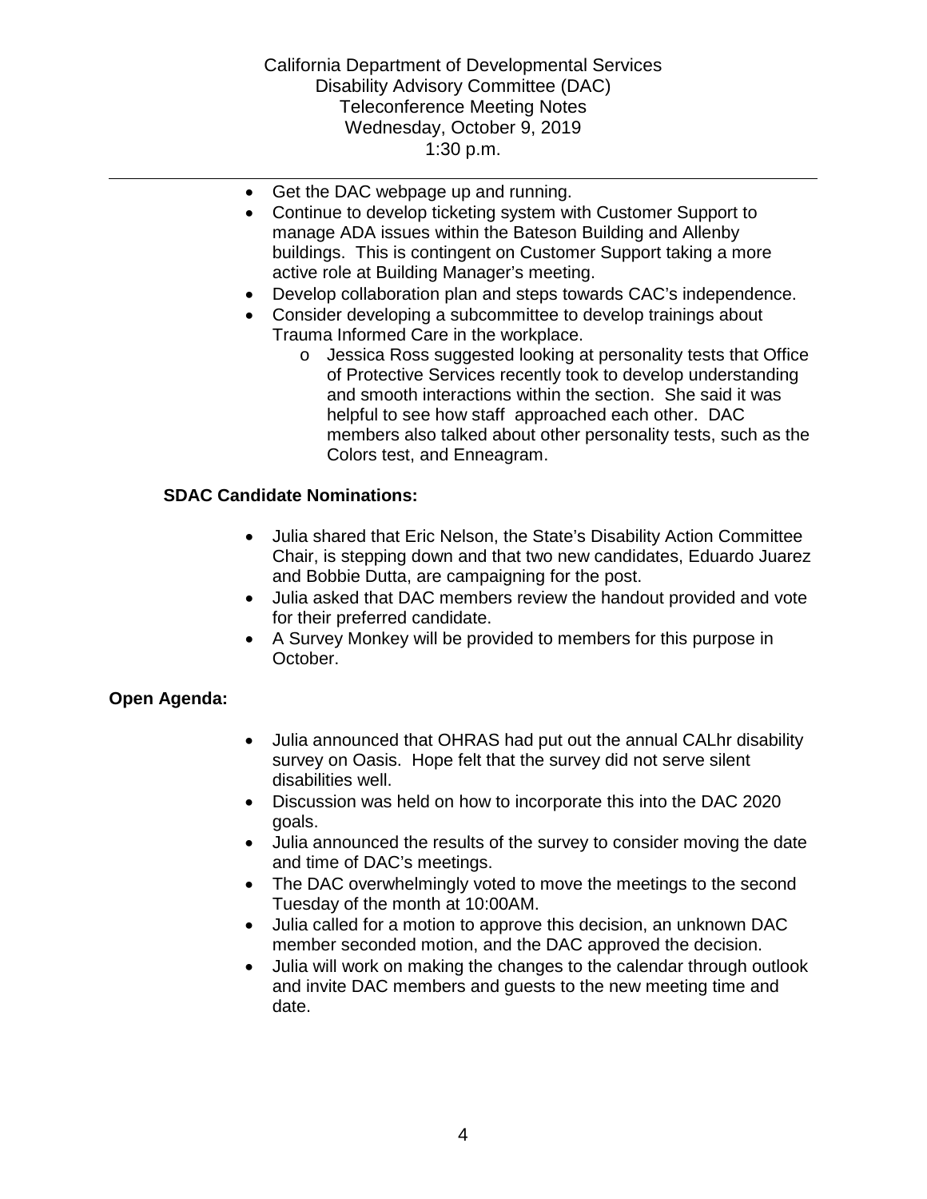- Get the DAC webpage up and running.
- Continue to develop ticketing system with Customer Support to manage ADA issues within the Bateson Building and Allenby buildings. This is contingent on Customer Support taking a more active role at Building Manager's meeting.
- Develop collaboration plan and steps towards CAC's independence.
- Consider developing a subcommittee to develop trainings about Trauma Informed Care in the workplace.
  - Jessica Ross suggested looking at personality tests that Office of Protective Services recently took to develop understanding and smooth interactions within the section. She said it was helpful to see how staff approached each other. DAC members also talked about other personality tests, such as the Colors test, and Enneagram.

**SDAC Candidate Nominations:**

- Julia shared that Eric Nelson, the State's Disability Action Committee Chair, is stepping down and that two new candidates, Eduardo Juarez and Bobbie Dutta, are campaigning for the post.
- Julia asked that DAC members review the handout provided and vote for their preferred candidate.
- A Survey Monkey will be provided to members for this purpose in October.

**Open Agenda:**

- Julia announced that OHRAS had put out the annual CALhr disability survey on Oasis. Hope felt that the survey did not serve silent disabilities well.
- Discussion was held on how to incorporate this into the DAC 2020 goals.
- Julia announced the results of the survey to consider moving the date and time of DAC's meetings.
- The DAC overwhelmingly voted to move the meetings to the second Tuesday of the month at 10:00AM.
- Julia called for a motion to approve this decision, an unknown DAC member seconded motion, and the DAC approved the decision.
- Julia will work on making the changes to the calendar through outlook and invite DAC members and guests to the new meeting time and date.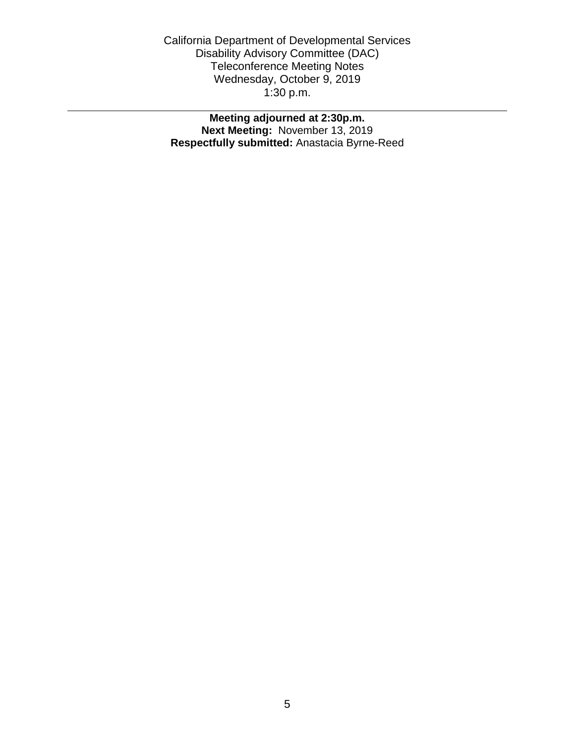**Meeting adjourned at 2:30p.m.**

**Next Meeting:** November 13, 2019

**Respectfully submitted:** Anastacia Byrne-Reed